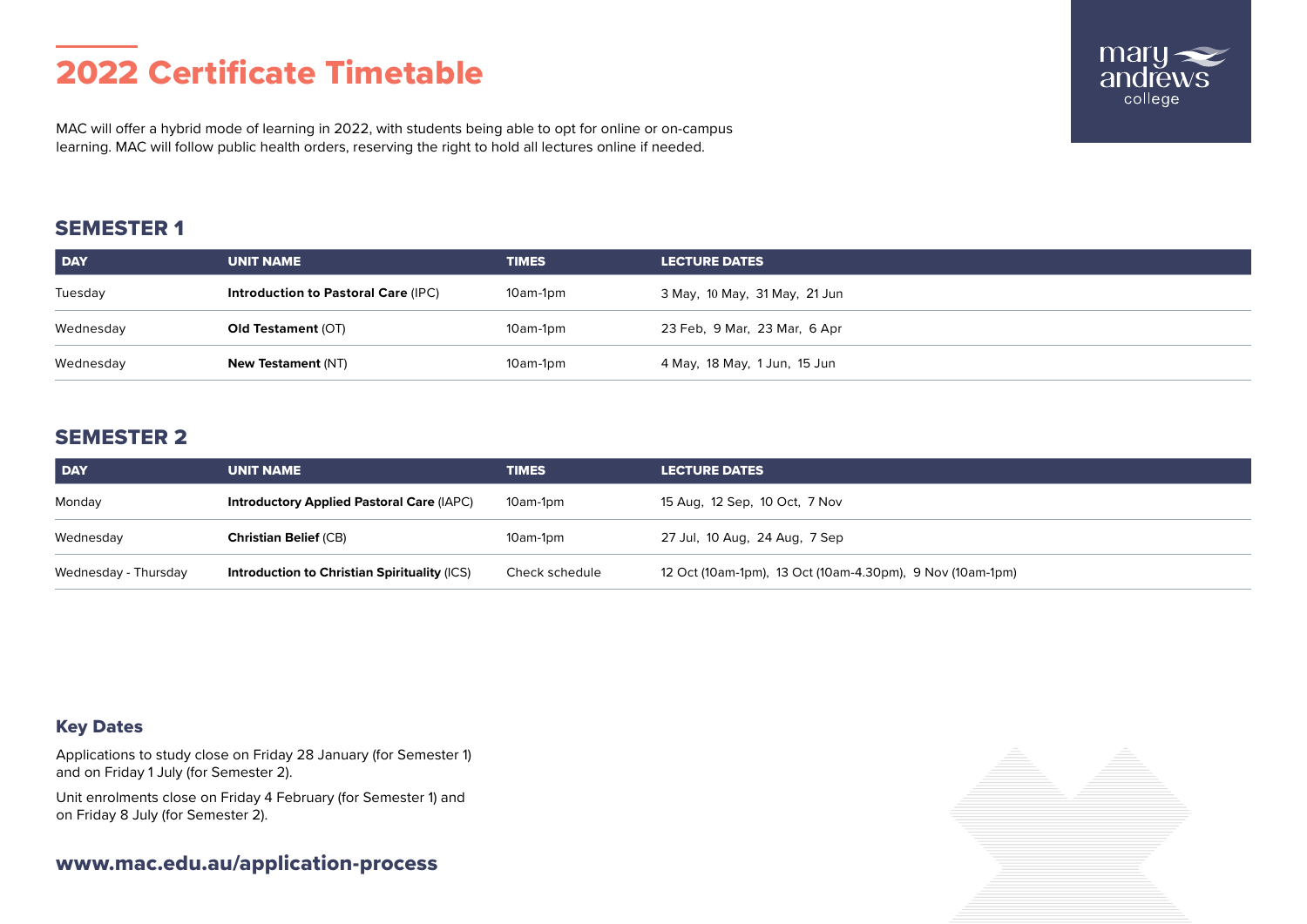# 2022 Certificate Timetable

MAC will offer a hybrid mode of learning in 2022, with students being able to opt for online or on-campus learning. MAC will follow public health orders, reserving the right to hold all lectures online if needed.

## SEMESTER 1

| DAY | UNIT NAME | TIMES | LECTURE DATES |
|---|---|---|---|
| Tuesday | **Introduction to Pastoral Care** (IPC) | 10am-1pm | 3 May, 10 May, 31 May, 21 Jun |
| Wednesday | **Old Testament** (OT) | 10am-1pm | 23 Feb, 9 Mar, 23 Mar, 6 Apr |
| Wednesday | **New Testament** (NT) | 10am-1pm | 4 May, 18 May, 1 Jun, 15 Jun |

## SEMESTER 2

| DAY | UNIT NAME | TIMES | LECTURE DATES |
|---|---|---|---|
| Monday | **Introductory Applied Pastoral Care** (IAPC) | 10am-1pm | 15 Aug, 12 Sep, 10 Oct, 7 Nov |
| Wednesday | **Christian Belief** (CB) | 10am-1pm | 27 Jul, 10 Aug, 24 Aug, 7 Sep |
| Wednesday - Thursday | **Introduction to Christian Spirituality** (ICS) | Check schedule | 12 Oct (10am-1pm), 13 Oct (10am-4.30pm), 9 Nov (10am-1pm) |

### Key Dates

Applications to study close on Friday 28 January (for Semester 1) and on Friday 1 July (for Semester 2).

Unit enrolments close on Friday 4 February (for Semester 1) and on Friday 8 July (for Semester 2).

**www.mac.edu.au/application-process**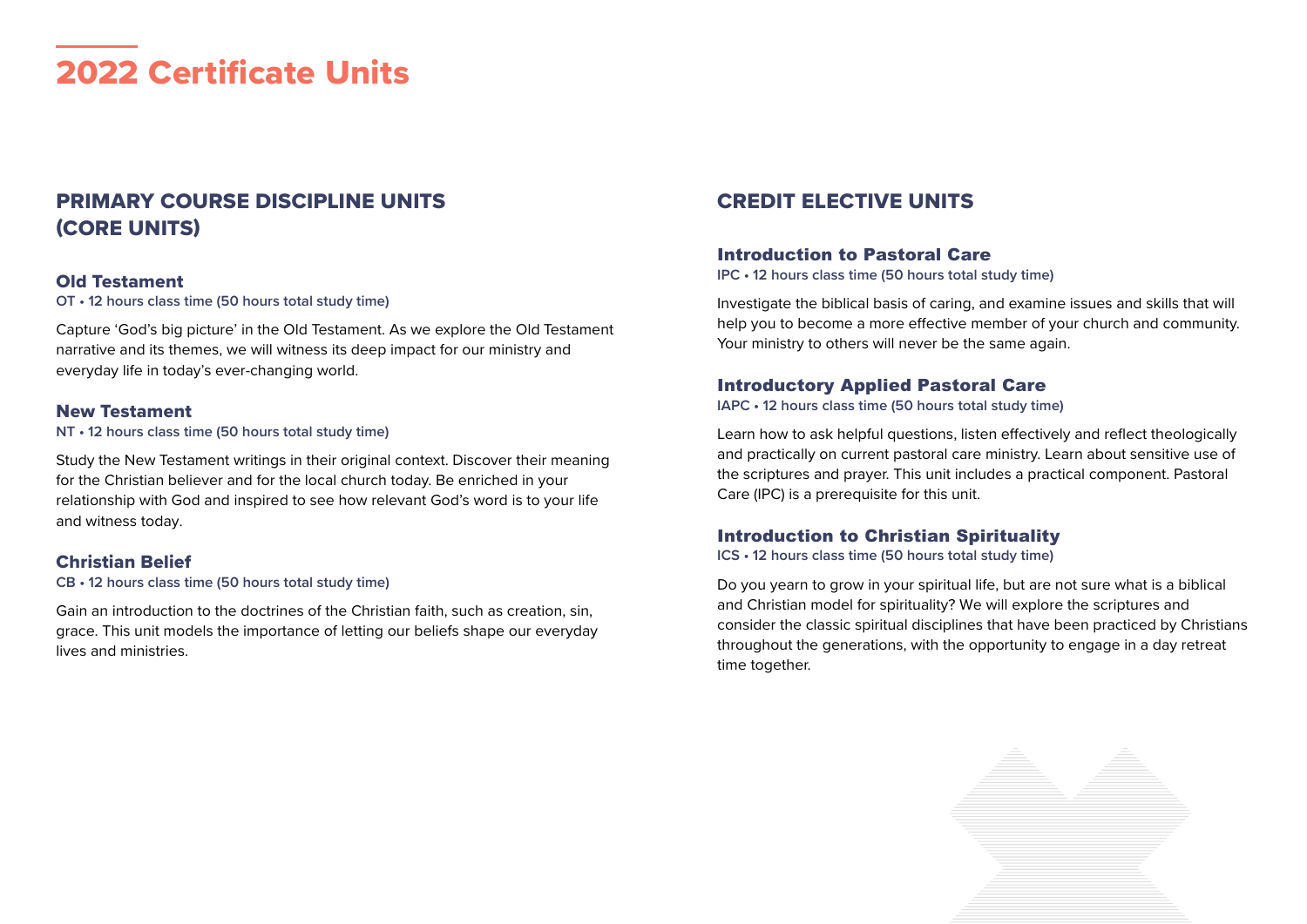# 2022 Certificate Units

## PRIMARY COURSE DISCIPLINE UNITS (CORE UNITS)

### Old Testament

**OT • 12 hours class time (50 hours total study time)**

Capture 'God's big picture' in the Old Testament. As we explore the Old Testament narrative and its themes, we will witness its deep impact for our ministry and everyday life in today's ever-changing world.

### New Testament

**NT • 12 hours class time (50 hours total study time)**

Study the New Testament writings in their original context. Discover their meaning for the Christian believer and for the local church today. Be enriched in your relationship with God and inspired to see how relevant God's word is to your life and witness today.

### Christian Belief

**CB • 12 hours class time (50 hours total study time)**

Gain an introduction to the doctrines of the Christian faith, such as creation, sin, grace. This unit models the importance of letting our beliefs shape our everyday lives and ministries.

## CREDIT ELECTIVE UNITS

### Introduction to Pastoral Care

**IPC • 12 hours class time (50 hours total study time)**

Investigate the biblical basis of caring, and examine issues and skills that will help you to become a more effective member of your church and community. Your ministry to others will never be the same again.

### Introductory Applied Pastoral Care

**IAPC • 12 hours class time (50 hours total study time)**

Learn how to ask helpful questions, listen effectively and reflect theologically and practically on current pastoral care ministry. Learn about sensitive use of the scriptures and prayer. This unit includes a practical component. Pastoral Care (IPC) is a prerequisite for this unit.

### Introduction to Christian Spirituality

**ICS • 12 hours class time (50 hours total study time)**

Do you yearn to grow in your spiritual life, but are not sure what is a biblical and Christian model for spirituality? We will explore the scriptures and consider the classic spiritual disciplines that have been practiced by Christians throughout the generations, with the opportunity to engage in a day retreat time together.